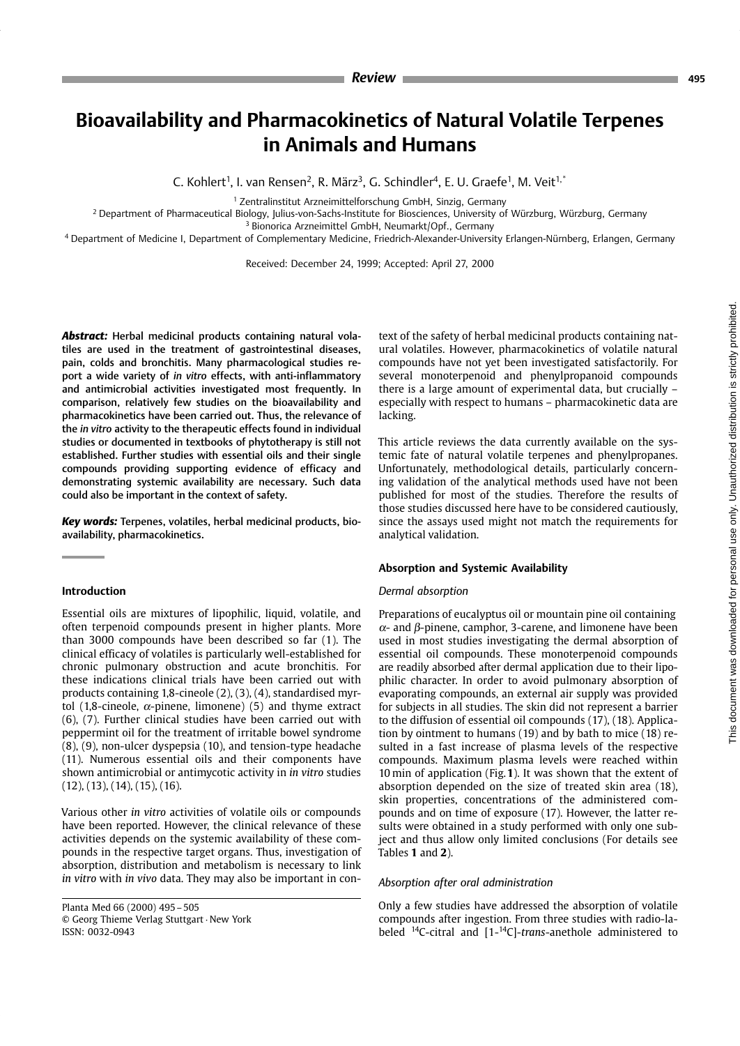# Bioavailability and Pharmacokinetics of Natural Volatile Terpenes in Animals and Humans

C. Kohlert[1], I. van Rensen[2], R. März[3], G. Schindler[4], E. U. Graefe[1], M. Veit[1,*]

[1] Zentralinstitut Arzneimittelforschung GmbH, Sinzig, Germany
[2] Department of Pharmaceutical Biology, Julius-von-Sachs-Institute for Biosciences, University of Würzburg, Würzburg, Germany
[3] Bionorica Arzneimittel GmbH, Neumarkt/Opf., Germany
[4] Department of Medicine I, Department of Complementary Medicine, Friedrich-Alexander-University Erlangen-Nürnberg, Erlangen, Germany

Received: December 24, 1999; Accepted: April 27, 2000

***Abstract:*** **Herbal medicinal products containing natural volatiles are used in the treatment of gastrointestinal diseases, pain, colds and bronchitis. Many pharmacological studies report a wide variety of *in vitro* effects, with anti-inflammatory and antimicrobial activities investigated most frequently. In comparison, relatively few studies on the bioavailability and pharmacokinetics have been carried out. Thus, the relevance of the *in vitro* activity to the therapeutic effects found in individual studies or documented in textbooks of phytotherapy is still not established. Further studies with essential oils and their single compounds providing supporting evidence of efficacy and demonstrating systemic availability are necessary. Such data could also be important in the context of safety.**

***Key words:*** **Terpenes, volatiles, herbal medicinal products, bioavailability, pharmacokinetics.**

### Introduction

Essential oils are mixtures of lipophilic, liquid, volatile, and often terpenoid compounds present in higher plants. More than 3000 compounds have been described so far (1). The clinical efficacy of volatiles is particularly well-established for chronic pulmonary obstruction and acute bronchitis. For these indications clinical trials have been carried out with products containing 1,8-cineole (2), (3), (4), standardised myrtol (1,8-cineole, $\alpha$-pinene, limonene) (5) and thyme extract (6), (7). Further clinical studies have been carried out with peppermint oil for the treatment of irritable bowel syndrome (8), (9), non-ulcer dyspepsia (10), and tension-type headache (11). Numerous essential oils and their components have shown antimicrobial or antimycotic activity in *in vitro* studies (12), (13), (14), (15), (16).

Various other *in vitro* activities of volatile oils or compounds have been reported. However, the clinical relevance of these activities depends on the systemic availability of these compounds in the respective target organs. Thus, investigation of absorption, distribution and metabolism is necessary to link *in vitro* with *in vivo* data. They may also be important in context of the safety of herbal medicinal products containing natural volatiles. However, pharmacokinetics of volatile natural compounds have not yet been investigated satisfactorily. For several monoterpenoid and phenylpropanoid compounds there is a large amount of experimental data, but crucially – especially with respect to humans – pharmacokinetic data are lacking.

This article reviews the data currently available on the systemic fate of natural volatile terpenes and phenylpropanes. Unfortunately, methodological details, particularly concerning validation of the analytical methods used have not been published for most of the studies. Therefore the results of those studies discussed here have to be considered cautiously, since the assays used might not match the requirements for analytical validation.

### Absorption and Systemic Availability

#### *Dermal absorption*

Preparations of eucalyptus oil or mountain pine oil containing $\alpha$- and $\beta$-pinene, camphor, 3-carene, and limonene have been used in most studies investigating the dermal absorption of essential oil compounds. These monoterpenoid compounds are readily absorbed after dermal application due to their lipophilic character. In order to avoid pulmonary absorption of evaporating compounds, an external air supply was provided for subjects in all studies. The skin did not represent a barrier to the diffusion of essential oil compounds (17), (18). Application by ointment to humans (19) and by bath to mice (18) resulted in a fast increase of plasma levels of the respective compounds. Maximum plasma levels were reached within 10 min of application (Fig. **1**). It was shown that the extent of absorption depended on the size of treated skin area (18), skin properties, concentrations of the administered compounds and on time of exposure (17). However, the latter results were obtained in a study performed with only one subject and thus allow only limited conclusions (For details see Tables **1** and **2**).

#### *Absorption after oral administration*

Only a few studies have addressed the absorption of volatile compounds after ingestion. From three studies with radio-labeled $^{14}$C-citral and [1-$^{14}$C]-*trans*-anethole administered to

Planta Med 66 (2000) 495–505
© Georg Thieme Verlag Stuttgart · New York
ISSN: 0032-0943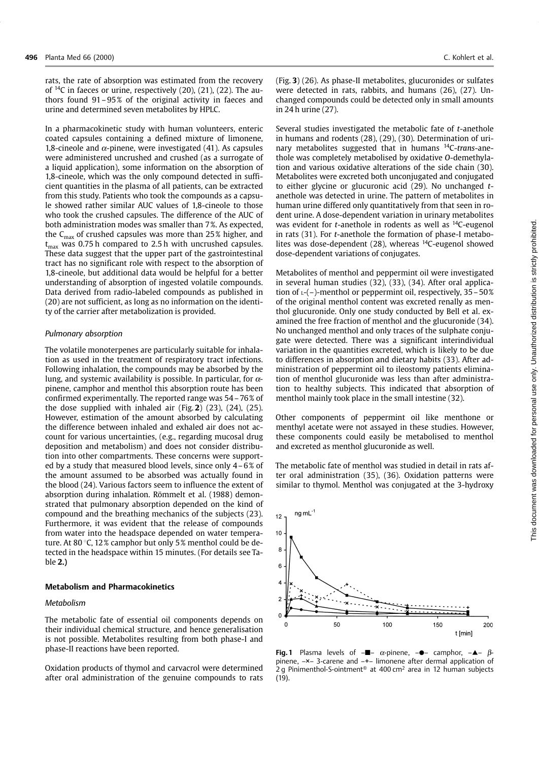rats, the rate of absorption was estimated from the recovery of $^{14}C$ in faeces or urine, respectively (20), (21), (22). The authors found 91 – 95% of the original activity in faeces and urine and determined seven metabolites by HPLC.

In a pharmacokinetic study with human volunteers, enteric coated capsules containing a defined mixture of limonene, 1,8-cineole and $\alpha$-pinene, were investigated (41). As capsules were administered uncrushed and crushed (as a surrogate of a liquid application), some information on the absorption of 1,8-cineole, which was the only compound detected in sufficient quantities in the plasma of all patients, can be extracted from this study. Patients who took the compounds as a capsule showed rather similar AUC values of 1,8-cineole to those who took the crushed capsules. The difference of the AUC of both administration modes was smaller than 7%. As expected, the $C_{max}$ of crushed capsules was more than 25% higher, and $t_{max}$ was 0.75 h compared to 2.5 h with uncrushed capsules. These data suggest that the upper part of the gastrointestinal tract has no significant role with respect to the absorption of 1,8-cineole, but additional data would be helpful for a better understanding of absorption of ingested volatile compounds. Data derived from radio-labeled compounds as published in (20) are not sufficient, as long as no information on the identity of the carrier after metabolization is provided.

### *Pulmonary absorption*

The volatile monoterpenes are particularly suitable for inhalation as used in the treatment of respiratory tract infections. Following inhalation, the compounds may be absorbed by the lung, and systemic availability is possible. In particular, for $\alpha$-pinene, camphor and menthol this absorption route has been confirmed experimentally. The reported range was 54 – 76% of the dose supplied with inhaled air (Fig. **2**) (23), (24), (25). However, estimation of the amount absorbed by calculating the difference between inhaled and exhaled air does not account for various uncertainties, (e.g., regarding mucosal drug deposition and metabolism) and does not consider distribution into other compartments. These concerns were supported by a study that measured blood levels, since only 4 – 6% of the amount assumed to be absorbed was actually found in the blood (24). Various factors seem to influence the extent of absorption during inhalation. Römmelt et al. (1988) demonstrated that pulmonary absorption depended on the kind of compound and the breathing mechanics of the subjects (23). Furthermore, it was evident that the release of compounds from water into the headspace depended on water temperature. At 80 °C, 12% camphor but only 5% menthol could be detected in the headspace within 15 minutes. (For details see Table **2.**)

## Metabolism and Pharmacokinetics

### *Metabolism*

The metabolic fate of essential oil components depends on their individual chemical structure, and hence generalisation is not possible. Metabolites resulting from both phase-I and phase-II reactions have been reported.

Oxidation products of thymol and carvacrol were determined after oral administration of the genuine compounds to rats (Fig. **3**) (26). As phase-II metabolites, glucuronides or sulfates were detected in rats, rabbits, and humans (26), (27). Unchanged compounds could be detected only in small amounts in 24 h urine (27).

Several studies investigated the metabolic fate of *t*-anethole in humans and rodents (28), (29), (30). Determination of urinary metabolites suggested that in humans $^{14}C$-*trans*-anethole was completely metabolised by oxidative *O*-demethylation and various oxidative alterations of the side chain (30). Metabolites were excreted both unconjugated and conjugated to either glycine or glucuronic acid (29). No unchanged *t*-anethole was detected in urine. The pattern of metabolites in human urine differed only quantitatively from that seen in rodent urine. A dose-dependent variation in urinary metabolites was evident for *t*-anethole in rodents as well as $^{14}C$-eugenol in rats (31). For *t*-anethole the formation of phase-I metabolites was dose-dependent (28), whereas $^{14}C$-eugenol showed dose-dependent variations of conjugates.

Metabolites of menthol and peppermint oil were investigated in several human studies (32), (33), (34). After oral application of L-(–)-menthol or peppermint oil, respectively, 35 – 50% of the original menthol content was excreted renally as menthol glucuronide. Only one study conducted by Bell et al. examined the free fraction of menthol and the glucuronide (34). No unchanged menthol and only traces of the sulphate conjugate were detected. There was a significant interindividual variation in the quantities excreted, which is likely to be due to differences in absorption and dietary habits (33). After administration of peppermint oil to ileostomy patients elimination of menthol glucuronide was less than after administration to healthy subjects. This indicated that absorption of menthol mainly took place in the small intestine (32).

Other components of peppermint oil like menthone or menthyl acetate were not assayed in these studies. However, these components could easily be metabolised to menthol and excreted as menthol glucuronide as well.

The metabolic fate of menthol was studied in detail in rats after oral administration (35), (36). Oxidation patterns were similar to thymol. Menthol was conjugated at the 3-hydroxy

**Fig. 1** Plasma levels of –■– $\alpha$-pinene, –●– camphor, –▲– $\beta$-pinene, –×– 3-carene and –+– limonene after dermal application of 2 g Pinimenthol-S-ointment® at 400 cm² area in 12 human subjects (19).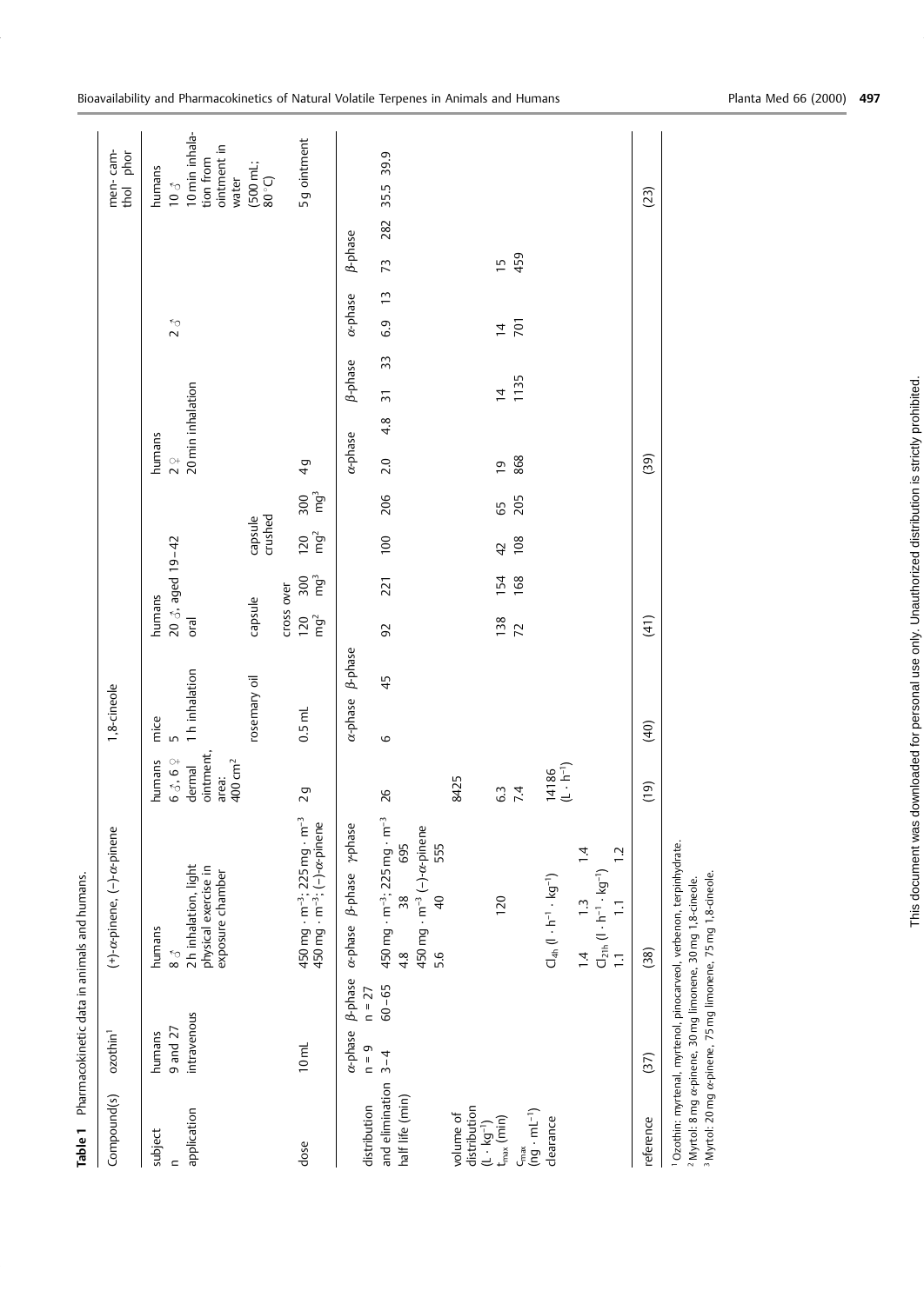**Table 1** Pharmacokinetic data in animals and humans.

| Compound(s) | ozothin[1] | | (+)-α-pinene, (–)-α-pinene | | | 1,8-cineole | | | | | | | | | | | menthol | camphor |
|---|---|---|---|---|---|---|---|---|---|---|---|---|---|---|---|---|---|---|
| subject | humans | | humans | | | humans | mice | | humans | | | | humans | | | | humans | |
| n | 9 and 27 | | 8 ♂ | | | 6 ♂, 6 ♀ | 5 | | 20 ♂, aged 19–42 | | | | 2 ♀ | | 2 ♂ | | 10 ♂ | |
| application | intravenous | | 2 h inhalation, light physical exercise in exposure chamber | | | dermal ointment, area: 400 cm² | 1 h inhalation | | oral | | | | 20 min inhalation | | | | 10 min inhalation from ointment in water (500 mL; 80 °C) | |
| | | | | | | | rosemary oil | | capsule cross over | | capsule crushed | | | | | | | |
| dose | 10 mL | | 450 mg · m⁻³; 225 mg · m⁻³; 450 mg · m⁻³; (–)-α-pinene | | | 2 g | 0.5 mL | | 120 mg[2] | 300 mg[3] | 120 mg[2] | 300 mg[3] | 4 g | | | | 5 g ointment | |
| | α-phase n = 9 | β-phase n = 27 | α-phase | β-phase | γ-phase | | α-phase | β-phase | | | | | α-phase | β-phase | α-phase | β-phase | | |
| distribution and elimination half life (min) | 3–4 | 60–65 | 450 mg · m⁻³; 225 mg · m⁻³ | | | 26 | 6 | 45 | 92 | 221 | 100 | 206 | 2.0 | 31 | 6.9 | 73 | 35.5 | 39.9 |
| | | | 4.8 | 38 | 695 | | | | | | | | 4.8 | 33 | 13 | 282 | | |
| | | | 450 mg · m⁻³ (–)-α-pinene | | | | | | | | | | | | | | | |
| | | | 5.6 | 40 | 555 | | | | | | | | | | | | | |
| volume of distribution (L · kg⁻¹) | | | | | | 8425 | | | | | | | | | | | | |
| $t_{max}$ (min) | | | 120 | | | 6.3 | | | 138 | 154 | 42 | 65 | 19 | 14 | 14 | 15 | | |
| $c_{max}$ (ng · mL⁻¹) | | | | | | 7.4 | | | 72 | 168 | 108 | 205 | 868 | 1135 | 701 | 459 | | |
| clearance | | | $Cl_{4h}$ (l · h⁻¹ · kg⁻¹) | | | 14186 (L · h⁻¹) | | | | | | | | | | | | |
| | | | 1.4 | 1.3 | 1.4 | | | | | | | | | | | | | |
| | | | $Cl_{21h}$ (l · h⁻¹ · kg⁻¹) | | | | | | | | | | | | | | | |
| | | | 1.1 | 1.1 | 1.2 | | | | | | | | | | | | | |
| reference | (37) | | (38) | | | (19) | (40) | | (41) | | | | (39) | | | | (23) | |

[1] Ozothin: myrtenal, myrtenol, pinocarveol, verbenon, terpinhydrate.
[2] Myrtol: 8 mg α-pinene, 30 mg limonene, 30 mg 1,8-cineole.
[3] Myrtol: 20 mg α-pinene, 75 mg limonene, 75 mg 1,8-cineole.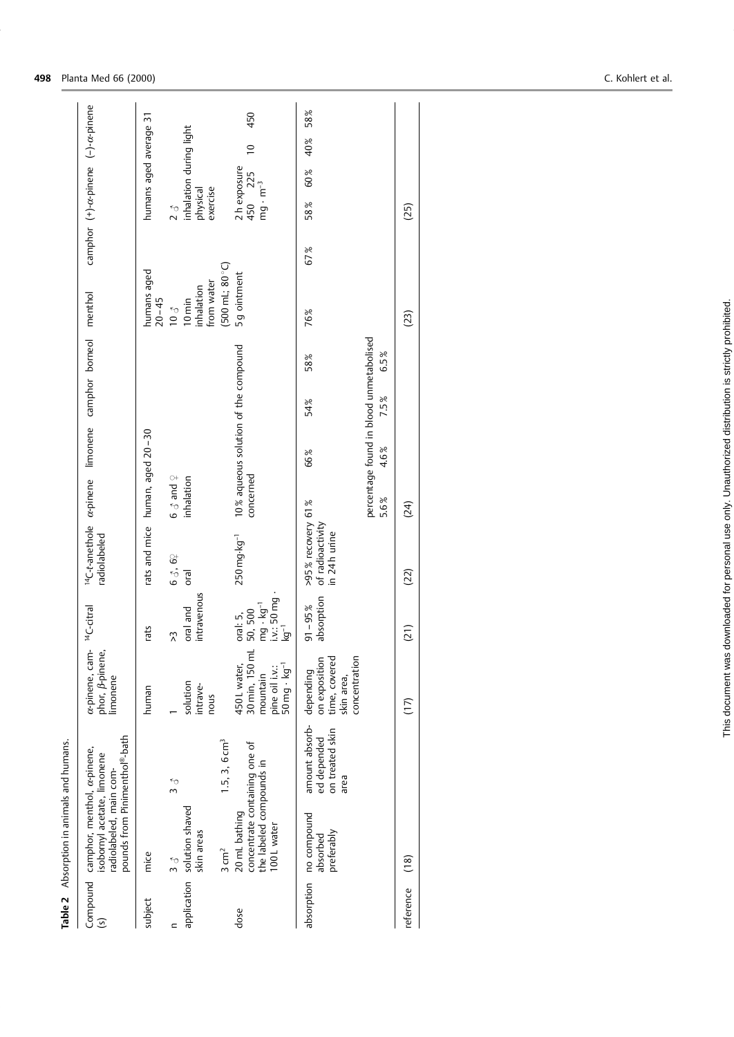**Table 2** Absorption in animals and humans.

| Compound (s) | camphor, menthol, α-pinene, isobornyl acetate, limonene radiolabeled, main compounds from Pinimenthol®-bath | | α-pinene, camphor, β-pinene, limonene | $^{14}$C-citral | $^{14}$C-*t*-anethole radiolabeled | α-pinene | limonene | camphor | borneol | menthol | camphor | (+)-α-pinene | (−)-α-pinene |
|---|---|---|---|---|---|---|---|---|---|---|---|---|---|
| subject | mice | | human | rats | rats and mice | human, aged 20–30 | | | | humans aged 20–45 | | humans aged average 31 | |
| n | 3 ♂ | 3 ♂ | 1 | >3 | 6 ♂, 6♀ | 6 ♂ and ♀ | | | | 10 ♂ | | 2 ♂ | |
| application | solution shaved skin areas 3 cm² | 1.5, 3, 6 cm³ | solution intravenous | oral and intravenous | oral | inhalation | | | | 10 min inhalation from water (500 mL; 80 °C) | | inhalation during light physical exercise | |
| dose | 20 mL bathing concentrate containing one of the labeled compounds in 100 L water | | 450 L water, 30 min, 150 mL mountain pine oil i.v.: 50 mg · kg$^{-1}$ | oral: 5, 50, 500 mg · kg$^{-1}$ i.v.: 50 mg · kg$^{-1}$ | 250 mg·kg$^{-1}$ | 10% aqueous solution of the compound concerned | | | | 5 g ointment | | 2 h exposure 450 225 mg · m$^{-3}$ | 10 450 |
| absorption | no compound absorbed preferably | amount absorbed depended on treated skin area | depending on exposition time, covered skin area, concentration | 91–95% absorption | >95% recovery of radioactivity in 24 h urine | 61% | 66% | 54% | 58% | 76% | 67% | 58% 60% | 40% 58% |
| | | | | | | percentage found in blood unmetabolised 5.6% | 4.6% | 7.5% | 6.5% | | | | |
| reference | (18) | | (17) | (21) | (22) | (24) | | | | (23) | | (25) | |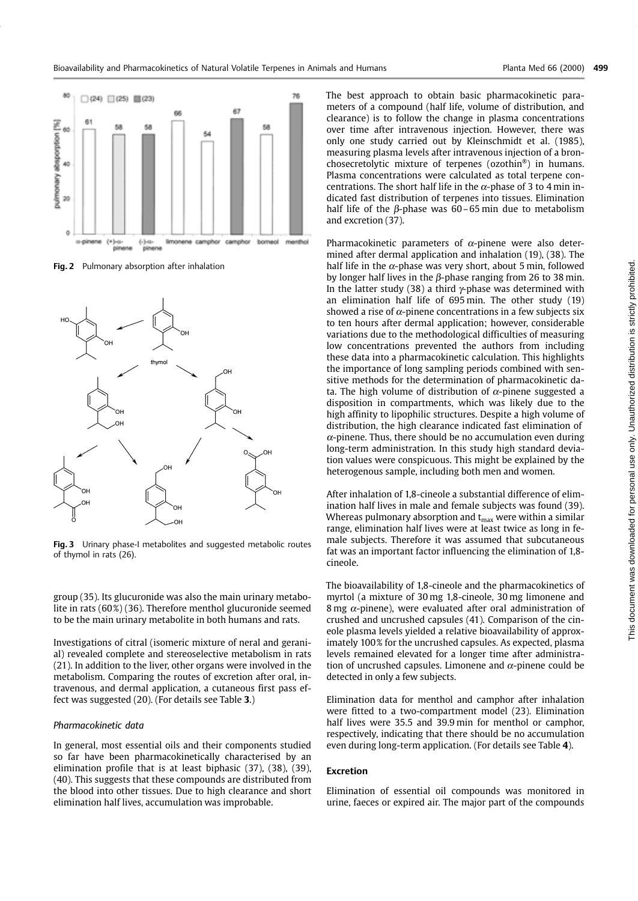**Fig. 2** Pulmonary absorption after inhalation

**Fig. 3** Urinary phase-I metabolites and suggested metabolic routes of thymol in rats (26).

group (35). Its glucuronide was also the main urinary metabolite in rats (60%) (36). Therefore menthol glucuronide seemed to be the main urinary metabolite in both humans and rats.

Investigations of citral (isomeric mixture of neral and geranial) revealed complete and stereoselective metabolism in rats (21). In addition to the liver, other organs were involved in the metabolism. Comparing the routes of excretion after oral, intravenous, and dermal application, a cutaneous first pass effect was suggested (20). (For details see Table **3**.)

### *Pharmacokinetic data*

In general, most essential oils and their components studied so far have been pharmacokinetically characterised by an elimination profile that is at least biphasic (37), (38), (39), (40). This suggests that these compounds are distributed from the blood into other tissues. Due to high clearance and short elimination half lives, accumulation was improbable.

The best approach to obtain basic pharmacokinetic parameters of a compound (half life, volume of distribution, and clearance) is to follow the change in plasma concentrations over time after intravenous injection. However, there was only one study carried out by Kleinschmidt et al. (1985), measuring plasma levels after intravenous injection of a bronchosecretolytic mixture of terpenes (ozothin®) in humans. Plasma concentrations were calculated as total terpene concentrations. The short half life in the $\alpha$-phase of 3 to 4 min indicated fast distribution of terpenes into tissues. Elimination half life of the $\beta$-phase was 60–65 min due to metabolism and excretion (37).

Pharmacokinetic parameters of $\alpha$-pinene were also determined after dermal application and inhalation (19), (38). The half life in the $\alpha$-phase was very short, about 5 min, followed by longer half lives in the $\beta$-phase ranging from 26 to 38 min. In the latter study (38) a third $\gamma$-phase was determined with an elimination half life of 695 min. The other study (19) showed a rise of $\alpha$-pinene concentrations in a few subjects six to ten hours after dermal application; however, considerable variations due to the methodological difficulties of measuring low concentrations prevented the authors from including these data into a pharmacokinetic calculation. This highlights the importance of long sampling periods combined with sensitive methods for the determination of pharmacokinetic data. The high volume of distribution of $\alpha$-pinene suggested a disposition in compartments, which was likely due to the high affinity to lipophilic structures. Despite a high volume of distribution, the high clearance indicated fast elimination of $\alpha$-pinene. Thus, there should be no accumulation even during long-term administration. In this study high standard deviation values were conspicuous. This might be explained by the heterogenous sample, including both men and women.

After inhalation of 1,8-cineole a substantial difference of elimination half lives in male and female subjects was found (39). Whereas pulmonary absorption and $t_{max}$ were within a similar range, elimination half lives were at least twice as long in female subjects. Therefore it was assumed that subcutaneous fat was an important factor influencing the elimination of 1,8-cineole.

The bioavailability of 1,8-cineole and the pharmacokinetics of myrtol (a mixture of 30 mg 1,8-cineole, 30 mg limonene and 8 mg $\alpha$-pinene), were evaluated after oral administration of crushed and uncrushed capsules (41). Comparison of the cineole plasma levels yielded a relative bioavailability of approximately 100% for the uncrushed capsules. As expected, plasma levels remained elevated for a longer time after administration of uncrushed capsules. Limonene and $\alpha$-pinene could be detected in only a few subjects.

Elimination data for menthol and camphor after inhalation were fitted to a two-compartment model (23). Elimination half lives were 35.5 and 39.9 min for menthol or camphor, respectively, indicating that there should be no accumulation even during long-term application. (For details see Table **4**).

## Excretion

Elimination of essential oil compounds was monitored in urine, faeces or expired air. The major part of the compounds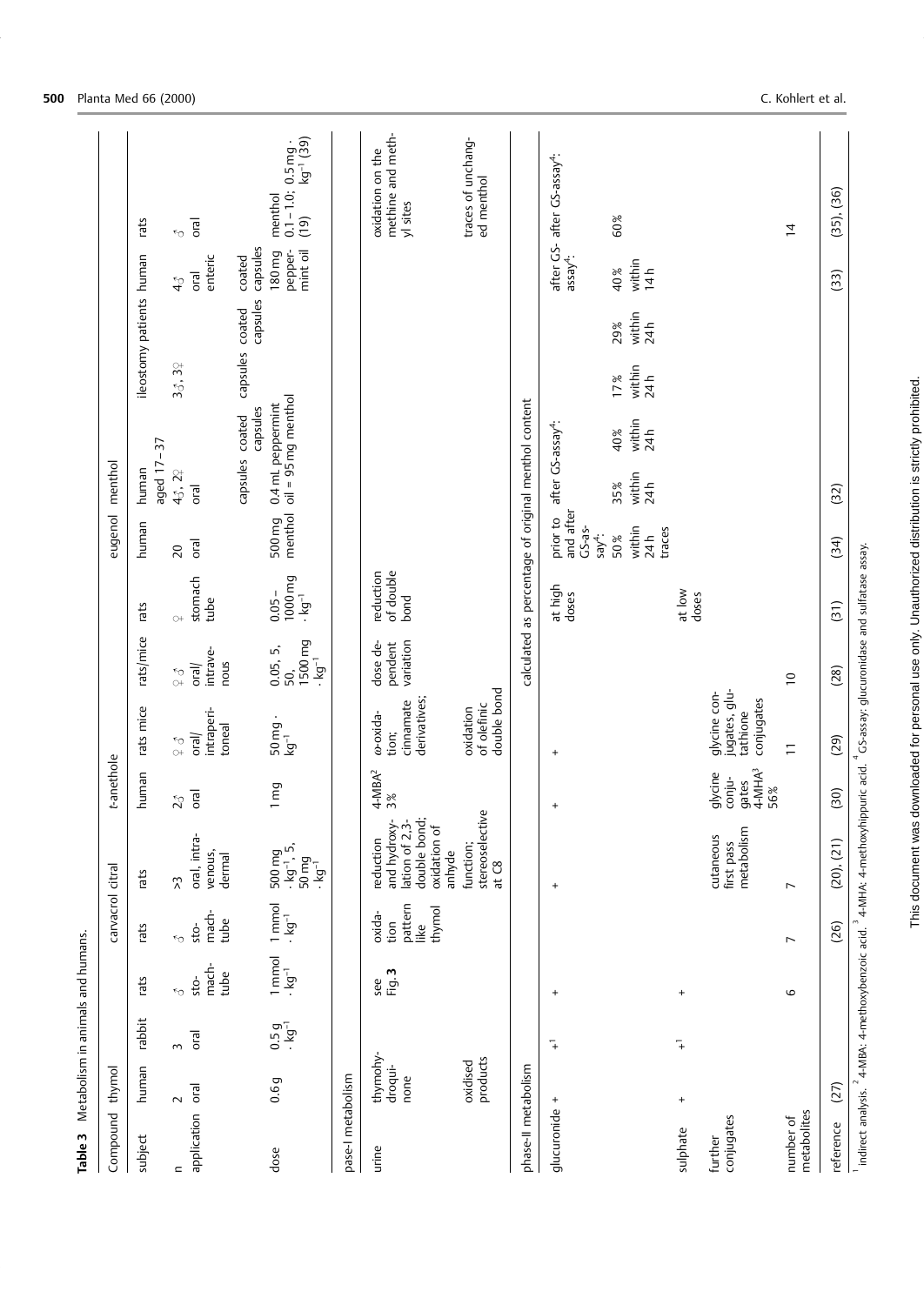**Table 3** Metabolism in animals and humans.

| Compound | thymol | | | carvacrol | citral | *t*-anethole | | | | eugenol | menthol | | | | | |
|---|---|---|---|---|---|---|---|---|---|---|---|---|---|---|---|---|
| subject | human | rabbit | rats | rats | rats | human | rats mice | rats/mice | rats | human | human aged 17–37 | | ileostomy patients | | human | rats |
| n | 2 | 3 | ♂ | ♂ | >3 | 2♂ | ♀♂ | ♀♂ | ♀ | 20 | 4♂, 2♀ | | 3♂, 3♀ | | 4♂ | ♂ |
| application | oral | oral | stomach tube | stomach tube | oral, intravenous, dermal | oral | oral/intraperitoneal | oral/intravenous | stomach tube | oral | oral | | | | oral enteric coated capsules | oral |
| | | | | | | | | | | | capsules | coated capsules | capsules | coated capsules | | |
| dose | 0.6 g | 0.5 g · kg−1 | 1 mmol · kg−1 | 1 mmol · kg−1 | 500 mg · kg−1, 5, 50 mg · kg−1 | 1 mg | 50 mg · kg−1 | 0.05, 5, 50, 1500 mg · kg−1 | 0.05–1000 mg · kg−1 | 500 mg menthol | 0.4 mL peppermint oil = 95 mg menthol | | | | 180 mg peppermint oil | menthol 0.1–1.0 (19); 0.5 mg · kg−1 (39) |
| pase-I metabolism | | | | | | | | | | | | | | | | |
| urine | thymohydroquinone; oxidised products | | see Fig. 3 | oxidation pattern like thymol | reduction and hydroxylation of 2,3-double bond; oxidation of anhyde function; stereoselective at C8 | 4-MBA[2] 3% | ω-oxidation; cinnamate derivatives; oxidation of olefinic double bond | dose dependent variation | reduction of double bond | | | | | | | oxidation on the methine and methyl sites; traces of unchanged menthol |
| phase-II metabolism | | | | | | | | | | calculated as percentage of original menthol content | | | | | | |
| glucuronide | + | +[1] | + | | + | + | + | | at high doses | prior to and after GS-assay[4]: 50% within 24 h traces | after GS-assay[4]: 35% within 24 h | 40% within 24 h | 17% within 24 h | 29% within 24 h | after GS-assay[4]: 40% within 14 h | after GS-assay[4]: 60% |
| sulphate | + | +[1] | + | | | | | | at low doses | | | | | | | |
| further conjugates | | | | | cutaneous first pass metabolism | glycine conjugates 4-MHA[3] 56% | glycine conjugates, glutathione conjugates | | | | | | | | | |
| number of metabolites | | | 6 | 7 | 7 | | 11 | 10 | | | | | | | | 14 |
| reference | (27) | | | (26) | (20), (21) | (30) | (29) | (28) | (31) | (34) | (32) | | | | (33) | (35), (36) |

[1] indirect analysis. [2] 4-MBA: 4-methoxybenzoic acid. [3] 4-MHA: 4-methoxyhippuric acid. [4] GS-assay: glucuronidase and sulfatase assay.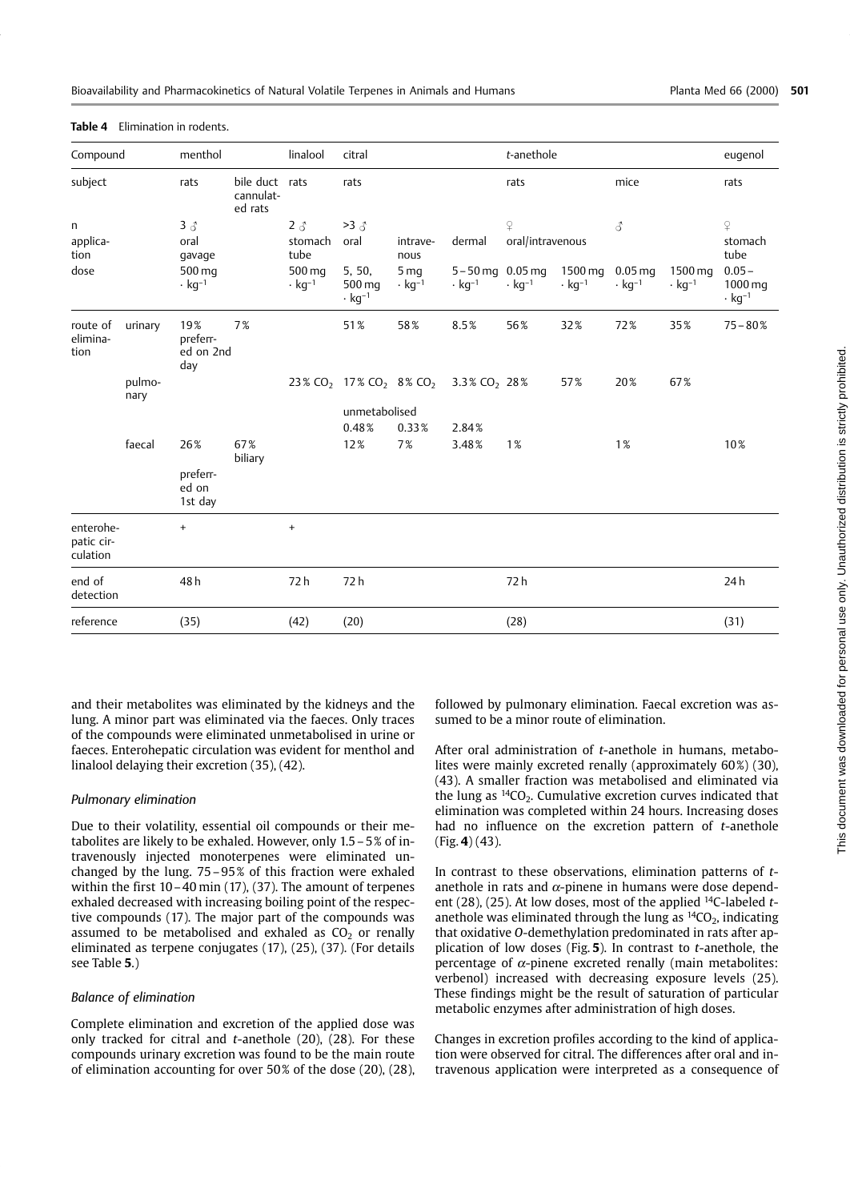**Table 4** Elimination in rodents.

| Compound | | menthol | | linalool | citral | | | *t*-anethole | | | | eugenol |
|---|---|---|---|---|---|---|---|---|---|---|---|---|
| subject | | rats | bile duct cannulated rats | rats | rats | | | rats | | mice | | rats |
| n | | 3 ♂ | | 2 ♂ | >3 ♂ | | | ♀ | | ♂ | | ♀ |
| application | | oral gavage | | stomach tube | oral | intravenous | dermal | oral/intravenous | | | | stomach tube |
| dose | | 500 mg $\cdot$ kg$^{-1}$ | | 500 mg $\cdot$ kg$^{-1}$ | 5, 50, 500 mg $\cdot$ kg$^{-1}$ | 5 mg $\cdot$ kg$^{-1}$ | 5–50 mg $\cdot$ kg$^{-1}$ | 0.05 mg $\cdot$ kg$^{-1}$ | 1500 mg $\cdot$ kg$^{-1}$ | 0.05 mg $\cdot$ kg$^{-1}$ | 1500 mg $\cdot$ kg$^{-1}$ | 0.05–1000 mg $\cdot$ kg$^{-1}$ |
| route of elimination | urinary | 19% preferred on 2nd day | 7% | | 51% | 58% | 8.5% | 56% | 32% | 72% | 35% | 75–80% |
| | pulmonary | | | 23% $CO_2$ | 17% $CO_2$ | 8% $CO_2$ | 3.3% $CO_2$ | 28% | 57% | 20% | 67% | |
| | | | | | unmetabolised | | | | | | | |
| | | | | | 0.48% | 0.33% | 2.84% | | | | | |
| | faecal | 26% preferred on 1st day | 67% biliary | | 12% | 7% | 3.48% | 1% | | 1% | | 10% |
| enterohepatic circulation | | + | | + | | | | | | | | |
| end of detection | | 48 h | | 72 h | 72 h | | | 72 h | | | | 24 h |
| reference | | (35) | | (42) | (20) | | | (28) | | | | (31) |

and their metabolites was eliminated by the kidneys and the lung. A minor part was eliminated via the faeces. Only traces of the compounds were eliminated unmetabolised in urine or faeces. Enterohepatic circulation was evident for menthol and linalool delaying their excretion (35), (42).

### *Pulmonary elimination*

Due to their volatility, essential oil compounds or their metabolites are likely to be exhaled. However, only 1.5–5% of intravenously injected monoterpenes were eliminated unchanged by the lung. 75–95% of this fraction were exhaled within the first 10–40 min (17), (37). The amount of terpenes exhaled decreased with increasing boiling point of the respective compounds (17). The major part of the compounds was assumed to be metabolised and exhaled as $CO_2$ or renally eliminated as terpene conjugates (17), (25), (37). (For details see Table **5**.)

### *Balance of elimination*

Complete elimination and excretion of the applied dose was only tracked for citral and *t*-anethole (20), (28). For these compounds urinary excretion was found to be the main route of elimination accounting for over 50% of the dose (20), (28), followed by pulmonary elimination. Faecal excretion was assumed to be a minor route of elimination.

After oral administration of *t*-anethole in humans, metabolites were mainly excreted renally (approximately 60%) (30), (43). A smaller fraction was metabolised and eliminated via the lung as $^{14}CO_2$. Cumulative excretion curves indicated that elimination was completed within 24 hours. Increasing doses had no influence on the excretion pattern of *t*-anethole (Fig. **4**) (43).

In contrast to these observations, elimination patterns of *t*-anethole in rats and $\alpha$-pinene in humans were dose dependent (28), (25). At low doses, most of the applied $^{14}C$-labeled *t*-anethole was eliminated through the lung as $^{14}CO_2$, indicating that oxidative *O*-demethylation predominated in rats after application of low doses (Fig. **5**). In contrast to *t*-anethole, the percentage of $\alpha$-pinene excreted renally (main metabolites: verbenol) increased with decreasing exposure levels (25). These findings might be the result of saturation of particular metabolic enzymes after administration of high doses.

Changes in excretion profiles according to the kind of application were observed for citral. The differences after oral and intravenous application were interpreted as a consequence of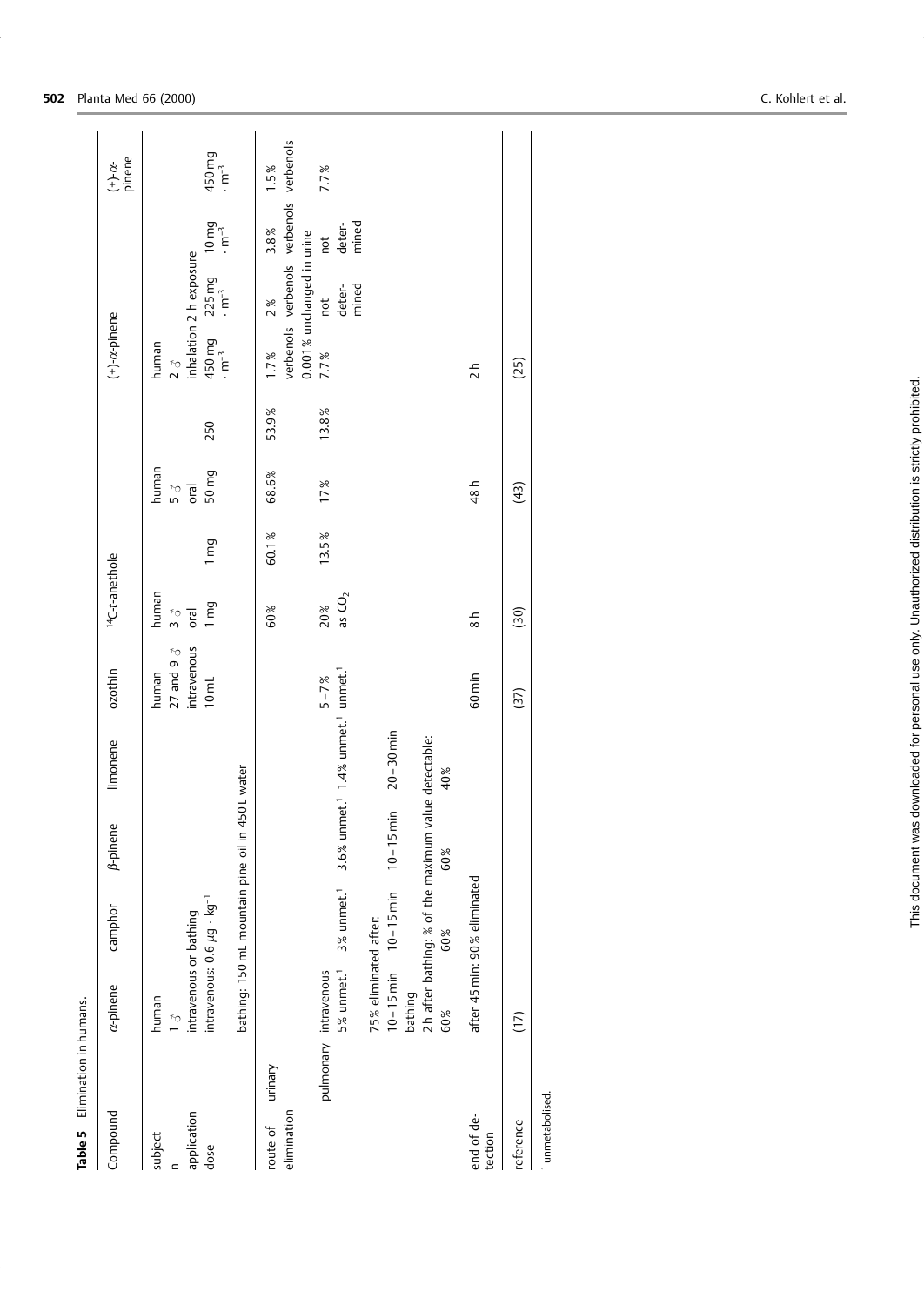**Table 5** Elimination in humans.

| Compound | | α-pinene | camphor | β-pinene | limonene | ozothin | $^{14}$C-*t*-anethole | | | | (+)-α-pinene | | | (+)-α-pinene |
|---|---|---|---|---|---|---|---|---|---|---|---|---|---|---|
| subject | | human | | | | human | human | | human | | human | | | |
| n | | 1 ♂ | | | | 27 and 9 ♂ | 3 ♂ | | 5 ♂ | | 2 ♂ | | | |
| application | | intravenous or bathing | | | | intravenous | oral | | oral | | inhalation 2 h exposure | | | |
| dose | | intravenous: 0.6 µg · kg$^{-1}$ | | | | 10 mL | 1 mg | 1 mg | 50 mg | 250 | 450 mg · m$^{-3}$ | 225 mg · m$^{-3}$ | 10 mg · m$^{-3}$ | 450 mg · m$^{-3}$ |
| | | bathing: 150 mL mountain pine oil in 450 L water | | | | | | | | | | | | |
| route of elimination | urinary | | | | | | 60% | 60.1% | 68.6% | 53.9% | 1.7% verbenols | 2% verbenols | 3.8% verbenols | 1.5% verbenols |
| | | | | | | | | | | | 0.001% unchanged in urine | | | |
| | pulmonary | intravenous 5% unmet.[1] | 3% unmet.[1] | 3.6% unmet.[1] | 1.4% unmet.[1] | 5–7% unmet.[1] | 20% as $CO_2$ | 13.5% | 17% | 13.8% | 7.7% | not determined | not determined | 7.7% |
| | | 75% eliminated after: 10–15 min | 10–15 min | 10–15 min | 20–30 min | | | | | | | | | |
| | | bathing | | | | | | | | | | | | |
| | | 2 h after bathing: % of the maximum value detectable: 60% | 60% | 60% | 40% | | | | | | | | | |
| end of detection | | after 45 min: 90% eliminated | | | | 60 min | 8 h | | 48 h | | 2 h | | | |
| reference | | (17) | | | | (37) | (30) | | (43) | | (25) | | | |

[1] unmetabolised.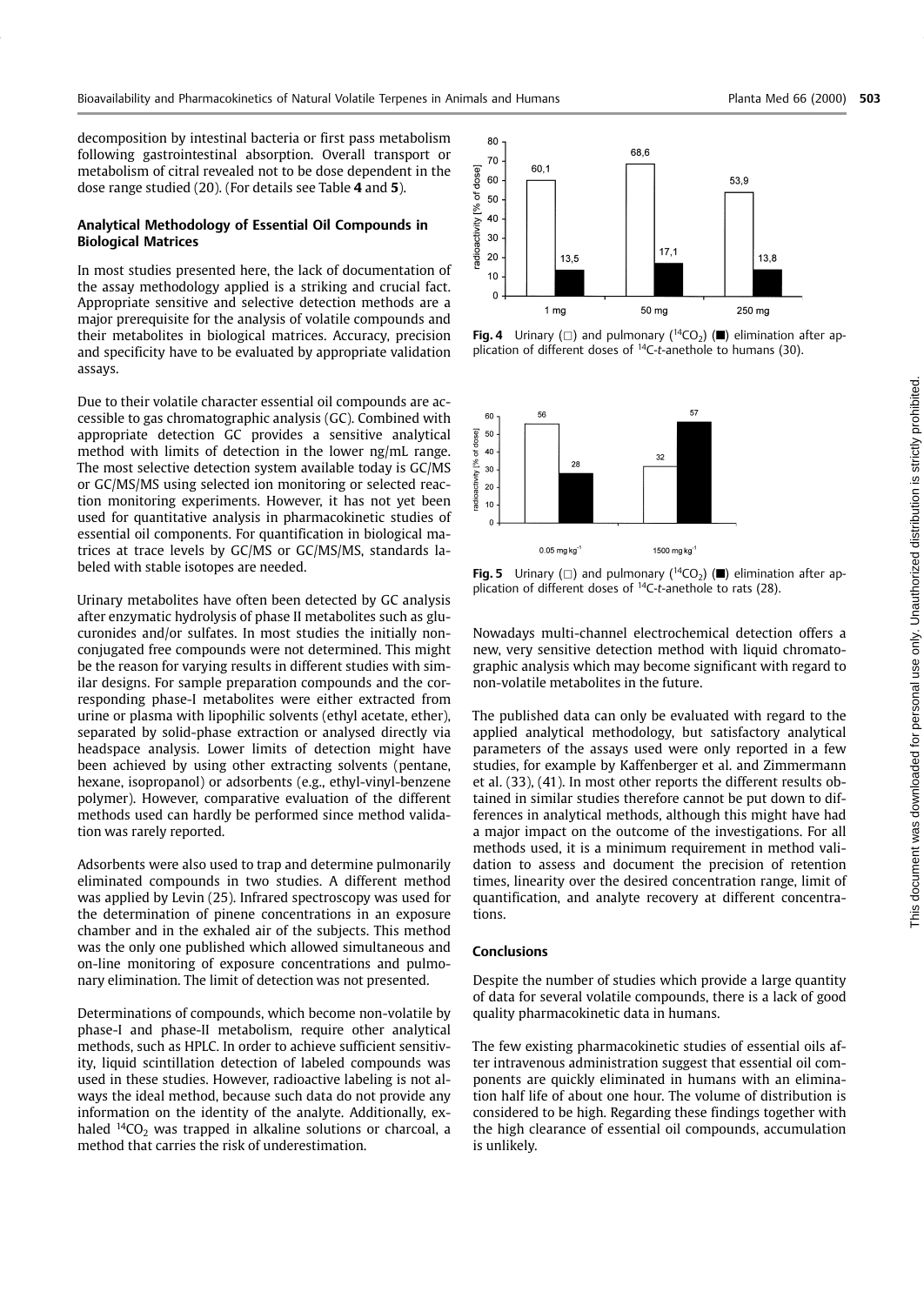decomposition by intestinal bacteria or first pass metabolism following gastrointestinal absorption. Overall transport or metabolism of citral revealed not to be dose dependent in the dose range studied (20). (For details see Table **4** and **5**).

### Analytical Methodology of Essential Oil Compounds in Biological Matrices

In most studies presented here, the lack of documentation of the assay methodology applied is a striking and crucial fact. Appropriate sensitive and selective detection methods are a major prerequisite for the analysis of volatile compounds and their metabolites in biological matrices. Accuracy, precision and specificity have to be evaluated by appropriate validation assays.

Due to their volatile character essential oil compounds are accessible to gas chromatographic analysis (GC). Combined with appropriate detection GC provides a sensitive analytical method with limits of detection in the lower ng/mL range. The most selective detection system available today is GC/MS or GC/MS/MS using selected ion monitoring or selected reaction monitoring experiments. However, it has not yet been used for quantitative analysis in pharmacokinetic studies of essential oil components. For quantification in biological matrices at trace levels by GC/MS or GC/MS/MS, standards labeled with stable isotopes are needed.

Urinary metabolites have often been detected by GC analysis after enzymatic hydrolysis of phase II metabolites such as glucuronides and/or sulfates. In most studies the initially non-conjugated free compounds were not determined. This might be the reason for varying results in different studies with similar designs. For sample preparation compounds and the corresponding phase-I metabolites were either extracted from urine or plasma with lipophilic solvents (ethyl acetate, ether), separated by solid-phase extraction or analysed directly via headspace analysis. Lower limits of detection might have been achieved by using other extracting solvents (pentane, hexane, isopropanol) or adsorbents (e.g., ethyl-vinyl-benzene polymer). However, comparative evaluation of the different methods used can hardly be performed since method validation was rarely reported.

Adsorbents were also used to trap and determine pulmonarily eliminated compounds in two studies. A different method was applied by Levin (25). Infrared spectroscopy was used for the determination of pinene concentrations in an exposure chamber and in the exhaled air of the subjects. This method was the only one published which allowed simultaneous and on-line monitoring of exposure concentrations and pulmonary elimination. The limit of detection was not presented.

Determinations of compounds, which become non-volatile by phase-I and phase-II metabolism, require other analytical methods, such as HPLC. In order to achieve sufficient sensitivity, liquid scintillation detection of labeled compounds was used in these studies. However, radioactive labeling is not always the ideal method, because such data do not provide any information on the identity of the analyte. Additionally, exhaled $^{14}CO_2$ was trapped in alkaline solutions or charcoal, a method that carries the risk of underestimation.

**Fig. 4** Urinary (□) and pulmonary ($^{14}CO_2$) (■) elimination after application of different doses of $^{14}$C-*t*-anethole to humans (30).

**Fig. 5** Urinary (□) and pulmonary ($^{14}CO_2$) (■) elimination after application of different doses of $^{14}$C-*t*-anethole to rats (28).

Nowadays multi-channel electrochemical detection offers a new, very sensitive detection method with liquid chromatographic analysis which may become significant with regard to non-volatile metabolites in the future.

The published data can only be evaluated with regard to the applied analytical methodology, but satisfactory analytical parameters of the assays used were only reported in a few studies, for example by Kaffenberger et al. and Zimmermann et al. (33), (41). In most other reports the different results obtained in similar studies therefore cannot be put down to differences in analytical methods, although this might have had a major impact on the outcome of the investigations. For all methods used, it is a minimum requirement in method validation to assess and document the precision of retention times, linearity over the desired concentration range, limit of quantification, and analyte recovery at different concentrations.

### Conclusions

Despite the number of studies which provide a large quantity of data for several volatile compounds, there is a lack of good quality pharmacokinetic data in humans.

The few existing pharmacokinetic studies of essential oils after intravenous administration suggest that essential oil components are quickly eliminated in humans with an elimination half life of about one hour. The volume of distribution is considered to be high. Regarding these findings together with the high clearance of essential oil compounds, accumulation is unlikely.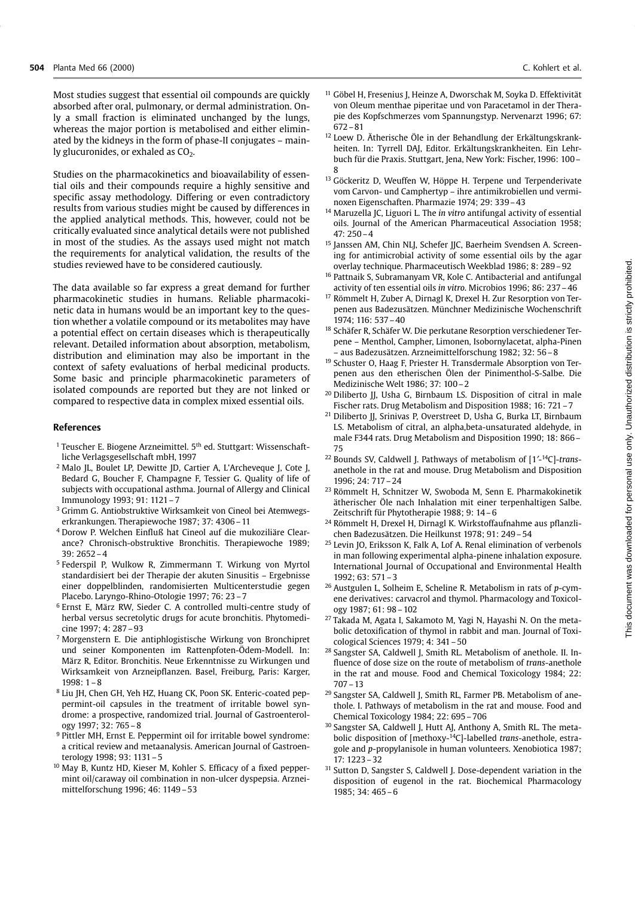Most studies suggest that essential oil compounds are quickly absorbed after oral, pulmonary, or dermal administration. Only a small fraction is eliminated unchanged by the lungs, whereas the major portion is metabolised and either eliminated by the kidneys in the form of phase-II conjugates – mainly glucuronides, or exhaled as $CO_2$.

Studies on the pharmacokinetics and bioavailability of essential oils and their compounds require a highly sensitive and specific assay methodology. Differing or even contradictory results from various studies might be caused by differences in the applied analytical methods. This, however, could not be critically evaluated since analytical details were not published in most of the studies. As the assays used might not match the requirements for analytical validation, the results of the studies reviewed have to be considered cautiously.

The data available so far express a great demand for further pharmacokinetic studies in humans. Reliable pharmacokinetic data in humans would be an important key to the question whether a volatile compound or its metabolites may have a potential effect on certain diseases which is therapeutically relevant. Detailed information about absorption, metabolism, distribution and elimination may also be important in the context of safety evaluations of herbal medicinal products. Some basic and principle pharmacokinetic parameters of isolated compounds are reported but they are not linked or compared to respective data in complex mixed essential oils.

## References

[1] Teuscher E. Biogene Arzneimittel. 5th ed. Stuttgart: Wissenschaftliche Verlagsgesellschaft mbH, 1997

[2] Malo JL, Boulet LP, Dewitte JD, Cartier A, L'Archeveque J, Cote J, Bedard G, Boucher F, Champagne F, Tessier G. Quality of life of subjects with occupational asthma. Journal of Allergy and Clinical Immunology 1993; 91: 1121 – 7

[3] Grimm G. Antiobstruktive Wirksamkeit von Cineol bei Atemwegserkrankungen. Therapiewoche 1987; 37: 4306 – 11

[4] Dorow P. Welchen Einfluß hat Cineol auf die mukoziliäre Clearance? Chronisch-obstruktive Bronchitis. Therapiewoche 1989; 39: 2652 – 4

[5] Federspil P, Wulkow R, Zimmermann T. Wirkung von Myrtol standardisiert bei der Therapie der akuten Sinusitis – Ergebnisse einer doppelblinden, randomisierten Multicenterstudie gegen Placebo. Laryngo-Rhino-Otologie 1997; 76: 23 – 7

[6] Ernst E, März RW, Sieder C. A controlled multi-centre study of herbal versus secretolytic drugs for acute bronchitis. Phytomedicine 1997; 4: 287 – 93

[7] Morgenstern E. Die antiphlogistische Wirkung von Bronchipret und seiner Komponenten im Rattenpfoten-Ödem-Modell. In: März R, Editor. Bronchitis. Neue Erkenntnisse zu Wirkungen und Wirksamkeit von Arzneipflanzen. Basel, Freiburg, Paris: Karger, 1998: 1 – 8

[8] Liu JH, Chen GH, Yeh HZ, Huang CK, Poon SK. Enteric-coated peppermint-oil capsules in the treatment of irritable bowel syndrome: a prospective, randomized trial. Journal of Gastroenterology 1997; 32: 765 – 8

[9] Pittler MH, Ernst E. Peppermint oil for irritable bowel syndrome: a critical review and metaanalysis. American Journal of Gastroenterology 1998; 93: 1131 – 5

[10] May B, Kuntz HD, Kieser M, Kohler S. Efficacy of a fixed peppermint oil/caraway oil combination in non-ulcer dyspepsia. Arzneimittelforschung 1996; 46: 1149 – 53

[11] Göbel H, Fresenius J, Heinze A, Dworschak M, Soyka D. Effektivität von Oleum menthae piperitae und von Paracetamol in der Therapie des Kopfschmerzes vom Spannungstyp. Nervenarzt 1996; 67: 672 – 81

[12] Loew D. Ätherische Öle in der Behandlung der Erkältungskrankheiten. In: Tyrrell DAJ, Editor. Erkältungskrankheiten. Ein Lehrbuch für die Praxis. Stuttgart, Jena, New York: Fischer, 1996: 100 – 8

[13] Göckeritz D, Weuffen W, Höppe H. Terpene und Terpenderivate vom Carvon- und Camphertyp – ihre antimikrobiellen und verminoxen Eigenschaften. Pharmazie 1974; 29: 339 – 43

[14] Maruzella JC, Liguori L. The *in vitro* antifungal activity of essential oils. Journal of the American Pharmaceutical Association 1958; 47: 250 – 4

[15] Janssen AM, Chin NLJ, Schefer JJC, Baerheim Svendsen A. Screening for antimicrobial activity of some essential oils by the agar overlay technique. Pharmaceutisch Weekblad 1986; 8: 289 – 92

[16] Pattnaik S, Subramanyam VR, Kole C. Antibacterial and antifungal activity of ten essential oils *in vitro*. Microbios 1996; 86: 237 – 46

[17] Römmelt H, Zuber A, Dirnagl K, Drexel H. Zur Resorption von Terpenen aus Badezusätzen. Münchner Medizinische Wochenschrift 1974; 116: 537 – 40

[18] Schäfer R, Schäfer W. Die perkutane Resorption verschiedener Terpene – Menthol, Campher, Limonen, Isobornylacetat, alpha-Pinen – aus Badezusätzen. Arzneimittelforschung 1982; 32: 56 – 8

[19] Schuster O, Haag F, Priester H. Transdermale Absorption von Terpenen aus den etherischen Ölen der Pinimenthol-S-Salbe. Die Medizinische Welt 1986; 37: 100 – 2

[20] Diliberto JJ, Usha G, Birnbaum LS. Disposition of citral in male Fischer rats. Drug Metabolism and Disposition 1988; 16: 721 – 7

[21] Diliberto JJ, Srinivas P, Overstreet D, Usha G, Burka LT, Birnbaum LS. Metabolism of citral, an alpha,beta-unsaturated aldehyde, in male F344 rats. Drug Metabolism and Disposition 1990; 18: 866 – 75

[22] Bounds SV, Caldwell J. Pathways of metabolism of [1′-$^{14}$C]-*trans*-anethole in the rat and mouse. Drug Metabolism and Disposition 1996; 24: 717 – 24

[23] Römmelt H, Schnitzer W, Swoboda M, Senn E. Pharmakokinetik ätherischer Öle nach Inhalation mit einer terpenhaltigen Salbe. Zeitschrift für Phytotherapie 1988; 9: 14 – 6

[24] Römmelt H, Drexel H, Dirnagl K. Wirkstoffaufnahme aus pflanzlichen Badezusätzen. Die Heilkunst 1978; 91: 249 – 54

[25] Levin JO, Eriksson K, Falk A, Lof A. Renal elimination of verbenols in man following experimental alpha-pinene inhalation exposure. International Journal of Occupational and Environmental Health 1992; 63: 571 – 3

[26] Austgulen L, Solheim E, Scheline R. Metabolism in rats of *p*-cymene derivatives: carvacrol and thymol. Pharmacology and Toxicology 1987; 61: 98 – 102

[27] Takada M, Agata I, Sakamoto M, Yagi N, Hayashi N. On the metabolic detoxification of thymol in rabbit and man. Journal of Toxicological Sciences 1979; 4: 341 – 50

[28] Sangster SA, Caldwell J, Smith RL. Metabolism of anethole. II. Influence of dose size on the route of metabolism of *trans*-anethole in the rat and mouse. Food and Chemical Toxicology 1984; 22: 707 – 13

[29] Sangster SA, Caldwell J, Smith RL, Farmer PB. Metabolism of anethole. I. Pathways of metabolism in the rat and mouse. Food and Chemical Toxicology 1984; 22: 695 – 706

[30] Sangster SA, Caldwell J, Hutt AJ, Anthony A, Smith RL. The metabolic disposition of [methoxy-$^{14}$C]-labelled *trans*-anethole, estragole and *p*-propylanisole in human volunteers. Xenobiotica 1987; 17: 1223 – 32

[31] Sutton D, Sangster S, Caldwell J. Dose-dependent variation in the disposition of eugenol in the rat. Biochemical Pharmacology 1985; 34: 465 – 6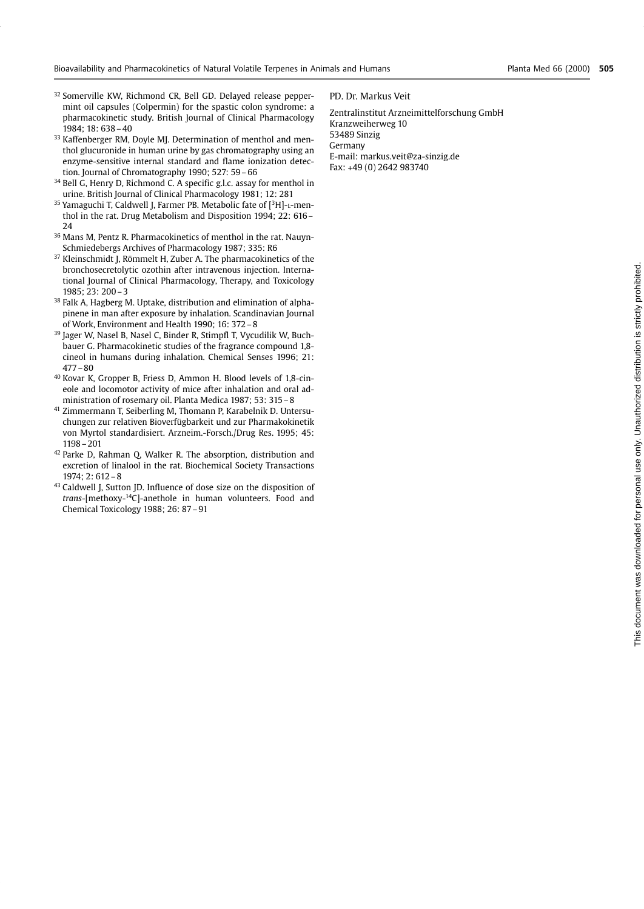32 Somerville KW, Richmond CR, Bell GD. Delayed release peppermint oil capsules (Colpermin) for the spastic colon syndrome: a pharmacokinetic study. British Journal of Clinical Pharmacology 1984; 18: 638–40

33 Kaffenberger RM, Doyle MJ. Determination of menthol and menthol glucuronide in human urine by gas chromatography using an enzyme-sensitive internal standard and flame ionization detection. Journal of Chromatography 1990; 527: 59–66

34 Bell G, Henry D, Richmond C. A specific g.l.c. assay for menthol in urine. British Journal of Clinical Pharmacology 1981; 12: 281

35 Yamaguchi T, Caldwell J, Farmer PB. Metabolic fate of [$^{3}$H]-L-menthol in the rat. Drug Metabolism and Disposition 1994; 22: 616–24

36 Mans M, Pentz R. Pharmacokinetics of menthol in the rat. Nauyn-Schmiedebergs Archives of Pharmacology 1987; 335: R6

37 Kleinschmidt J, Römmelt H, Zuber A. The pharmacokinetics of the bronchosecretolytic ozothin after intravenous injection. International Journal of Clinical Pharmacology, Therapy, and Toxicology 1985; 23: 200–3

38 Falk A, Hagberg M. Uptake, distribution and elimination of alpha-pinene in man after exposure by inhalation. Scandinavian Journal of Work, Environment and Health 1990; 16: 372–8

39 Jager W, Nasel B, Nasel C, Binder R, Stimpfl T, Vycudilik W, Buchbauer G. Pharmacokinetic studies of the fragrance compound 1,8-cineol in humans during inhalation. Chemical Senses 1996; 21: 477–80

40 Kovar K, Gropper B, Friess D, Ammon H. Blood levels of 1,8-cineole and locomotor activity of mice after inhalation and oral administration of rosemary oil. Planta Medica 1987; 53: 315–8

41 Zimmermann T, Seiberling M, Thomann P, Karabelnik D. Untersuchungen zur relativen Bioverfügbarkeit und zur Pharmakokinetik von Myrtol standardisiert. Arzneim.-Forsch./Drug Res. 1995; 45: 1198–201

42 Parke D, Rahman Q, Walker R. The absorption, distribution and excretion of linalool in the rat. Biochemical Society Transactions 1974; 2: 612–8

43 Caldwell J, Sutton JD. Influence of dose size on the disposition of *trans*-[methoxy-$^{14}$C]-anethole in human volunteers. Food and Chemical Toxicology 1988; 26: 87–91

PD. Dr. Markus Veit

Zentralinstitut Arzneimittelforschung GmbH
Kranzweiherweg 10
53489 Sinzig
Germany
E-mail: markus.veit@za-sinzig.de
Fax: +49 (0) 2642 983740